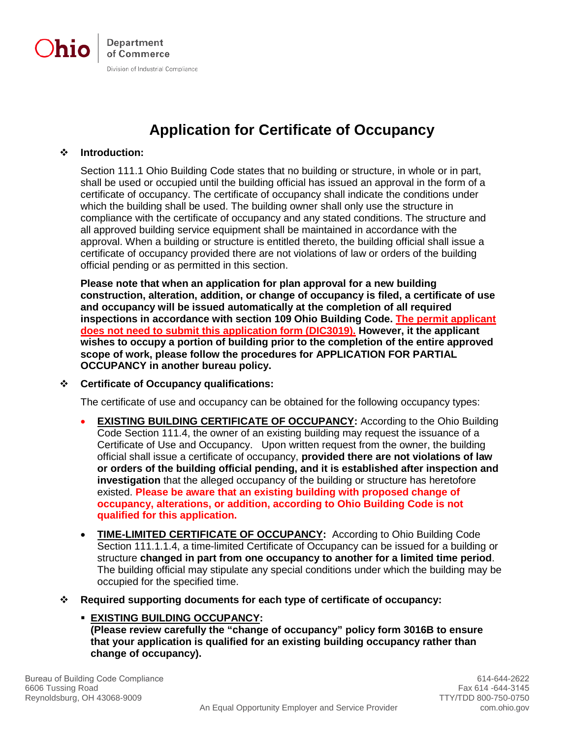Ohio | Department of Commerce

Division of Industrial Compliance

# Application for Certificate of Occupancy

❖ **Introduction:**

Section 111.1 Ohio Building Code states that no building or structure, in whole or in part, shall be used or occupied until the building official has issued an approval in the form of a certificate of occupancy. The certificate of occupancy shall indicate the conditions under which the building shall be used. The building owner shall only use the structure in compliance with the certificate of occupancy and any stated conditions. The structure and all approved building service equipment shall be maintained in accordance with the approval. When a building or structure is entitled thereto, the building official shall issue a certificate of occupancy provided there are not violations of law or orders of the building official pending or as permitted in this section.

**Please note that when an application for plan approval for a new building construction, alteration, addition, or change of occupancy is filed, a certificate of use and occupancy will be issued automatically at the completion of all required inspections in accordance with section 109 Ohio Building Code. The permit applicant does not need to submit this application form (DIC3019). However, it the applicant wishes to occupy a portion of building prior to the completion of the entire approved scope of work, please follow the procedures for APPLICATION FOR PARTIAL OCCUPANCY in another bureau policy.**

❖ **Certificate of Occupancy qualifications:**

The certificate of use and occupancy can be obtained for the following occupancy types:

- **EXISTING BUILDING CERTIFICATE OF OCCUPANCY:** According to the Ohio Building Code Section 111.4, the owner of an existing building may request the issuance of a Certificate of Use and Occupancy. Upon written request from the owner, the building official shall issue a certificate of occupancy, **provided there are not violations of law or orders of the building official pending, and it is established after inspection and investigation** that the alleged occupancy of the building or structure has heretofore existed. **Please be aware that an existing building with proposed change of occupancy, alterations, or addition, according to Ohio Building Code is not qualified for this application.**
- **TIME-LIMITED CERTIFICATE OF OCCUPANCY:** According to Ohio Building Code Section 111.1.1.4, a time-limited Certificate of Occupancy can be issued for a building or structure **changed in part from one occupancy to another for a limited time period**. The building official may stipulate any special conditions under which the building may be occupied for the specified time.

❖ **Required supporting documents for each type of certificate of occupancy:**

- **EXISTING BUILDING OCCUPANCY:**
  **(Please review carefully the "change of occupancy" policy form 3016B to ensure that your application is qualified for an existing building occupancy rather than change of occupancy).**

Bureau of Building Code Compliance
6606 Tussing Road
Reynoldsburg, OH 43068-9009

614-644-2622
Fax 614 -644-3145
TTY/TDD 800-750-0750
com.ohio.gov

An Equal Opportunity Employer and Service Provider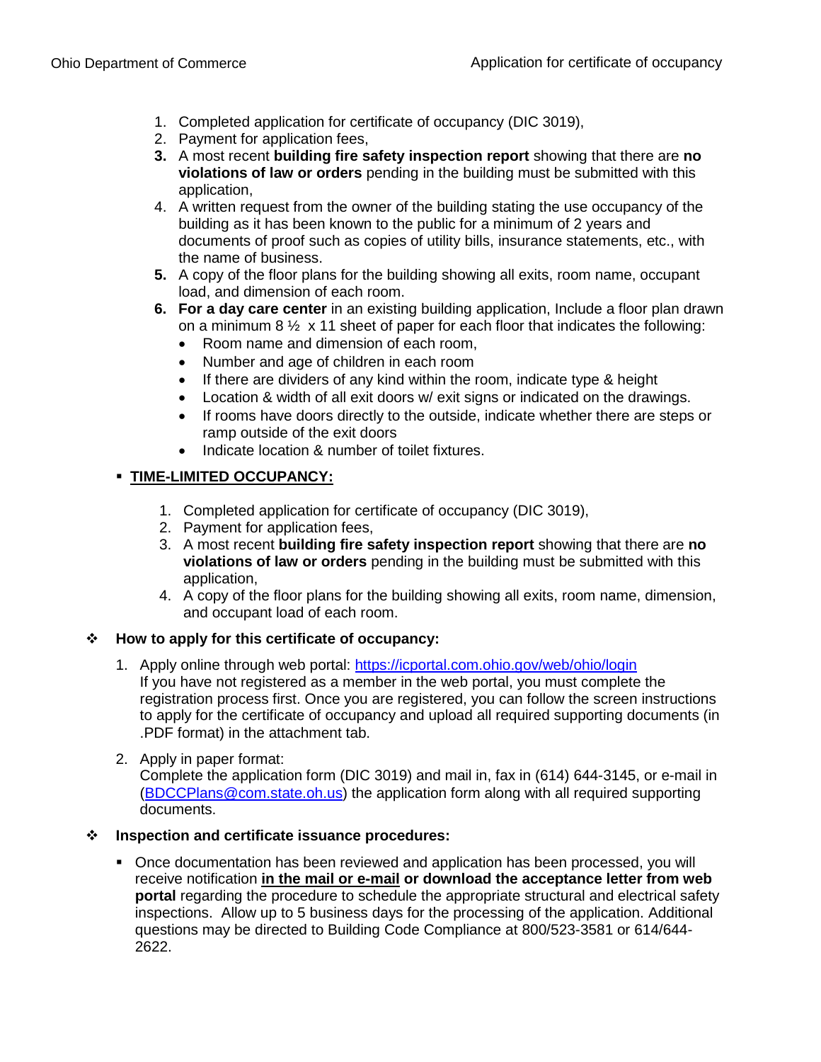1. Completed application for certificate of occupancy (DIC 3019),
2. Payment for application fees,
3. A most recent **building fire safety inspection report** showing that there are **no violations of law or orders** pending in the building must be submitted with this application,
4. A written request from the owner of the building stating the use occupancy of the building as it has been known to the public for a minimum of 2 years and documents of proof such as copies of utility bills, insurance statements, etc., with the name of business.
5. A copy of the floor plans for the building showing all exits, room name, occupant load, and dimension of each room.
6. **For a day care center** in an existing building application, Include a floor plan drawn on a minimum 8 ½ x 11 sheet of paper for each floor that indicates the following:
   - Room name and dimension of each room,
   - Number and age of children in each room
   - If there are dividers of any kind within the room, indicate type & height
   - Location & width of all exit doors w/ exit signs or indicated on the drawings.
   - If rooms have doors directly to the outside, indicate whether there are steps or ramp outside of the exit doors
   - Indicate location & number of toilet fixtures.

- **<u>TIME-LIMITED OCCUPANCY:</u>**

  1. Completed application for certificate of occupancy (DIC 3019),
  2. Payment for application fees,
  3. A most recent **building fire safety inspection report** showing that there are **no violations of law or orders** pending in the building must be submitted with this application,
  4. A copy of the floor plans for the building showing all exits, room name, dimension, and occupant load of each room.

## How to apply for this certificate of occupancy:

1. Apply online through web portal: https://icportal.com.ohio.gov/web/ohio/login
   If you have not registered as a member in the web portal, you must complete the registration process first. Once you are registered, you can follow the screen instructions to apply for the certificate of occupancy and upload all required supporting documents (in .PDF format) in the attachment tab.

2. Apply in paper format:
   Complete the application form (DIC 3019) and mail in, fax in (614) 644-3145, or e-mail in (BDCCPlans@com.state.oh.us) the application form along with all required supporting documents.

## Inspection and certificate issuance procedures:

- Once documentation has been reviewed and application has been processed, you will receive notification **<u>in the mail or e-mail</u> or download the acceptance letter from web portal** regarding the procedure to schedule the appropriate structural and electrical safety inspections. Allow up to 5 business days for the processing of the application. Additional questions may be directed to Building Code Compliance at 800/523-3581 or 614/644-2622.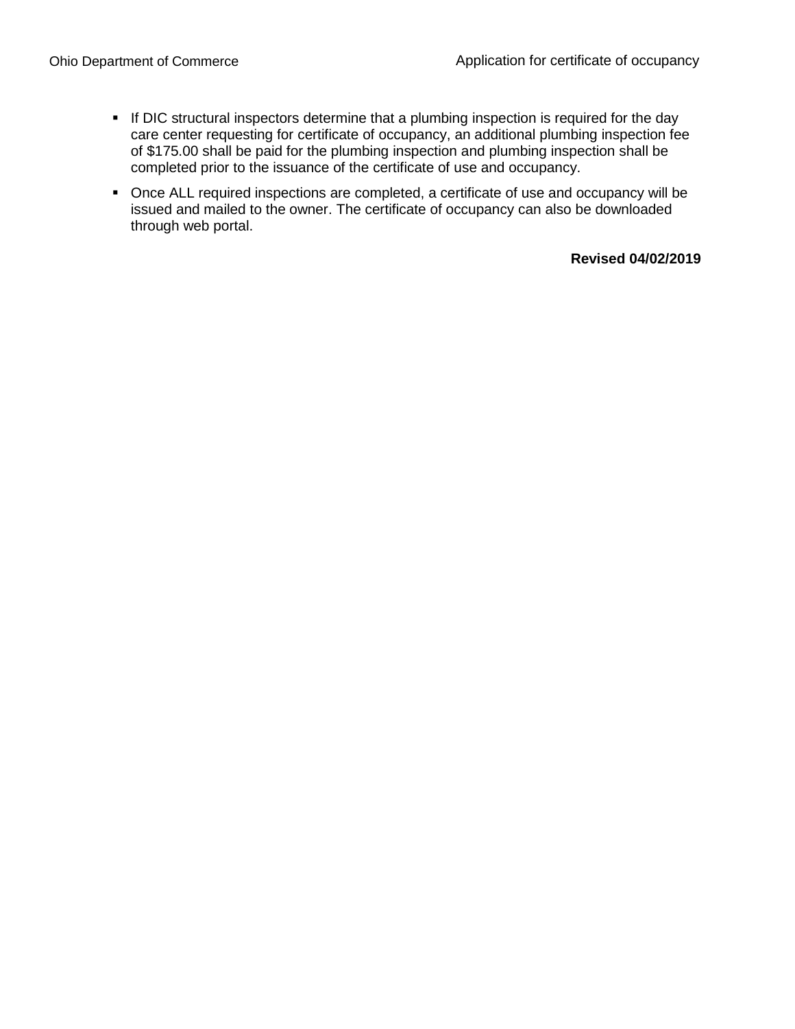- If DIC structural inspectors determine that a plumbing inspection is required for the day care center requesting for certificate of occupancy, an additional plumbing inspection fee of $175.00 shall be paid for the plumbing inspection and plumbing inspection shall be completed prior to the issuance of the certificate of use and occupancy.
- Once ALL required inspections are completed, a certificate of use and occupancy will be issued and mailed to the owner. The certificate of occupancy can also be downloaded through web portal.

**Revised 04/02/2019**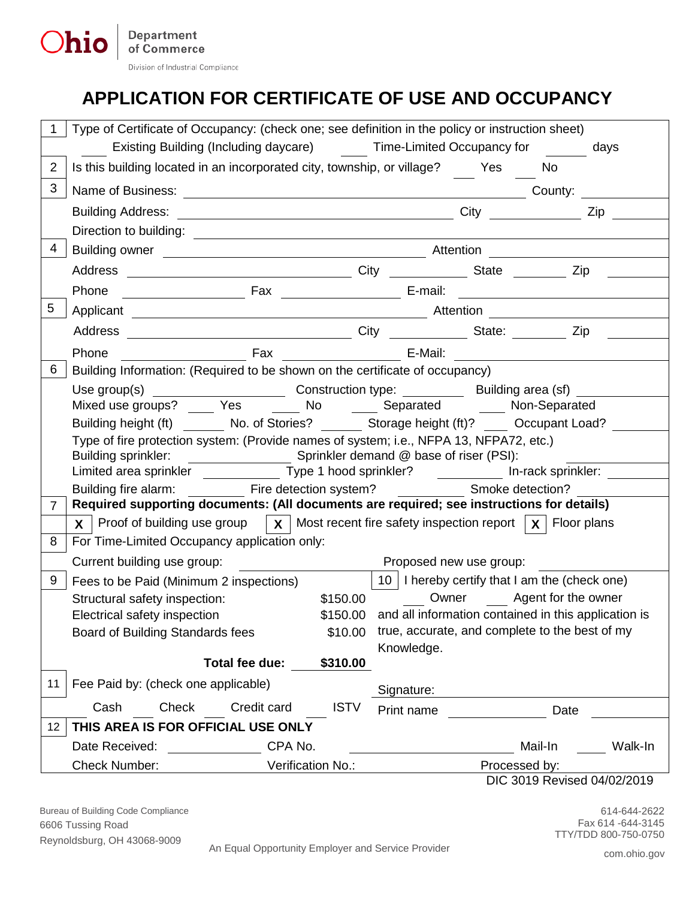Ohio Department of Commerce

Division of Industrial Compliance

# APPLICATION FOR CERTIFICATE OF USE AND OCCUPANCY

| | |
|---|---|
| 1 | Type of Certificate of Occupancy: (check one; see definition in the policy or instruction sheet)<br>\_\_\_ Existing Building (Including daycare) \_\_\_ Time-Limited Occupancy for \_\_\_ days |
| 2 | Is this building located in an incorporated city, township, or village? \_\_\_ Yes \_\_\_ No |
| 3 | Name of Business: \_\_\_ County: \_\_\_<br>Building Address: \_\_\_ City \_\_\_ Zip \_\_\_<br>Direction to building: \_\_\_ |
| 4 | Building owner \_\_\_ Attention \_\_\_<br>Address \_\_\_ City \_\_\_ State \_\_\_ Zip \_\_\_<br>Phone \_\_\_ Fax \_\_\_ E-mail: \_\_\_ |
| 5 | Applicant \_\_\_ Attention \_\_\_<br>Address \_\_\_ City \_\_\_ State: \_\_\_ Zip \_\_\_<br>Phone \_\_\_ Fax \_\_\_ E-Mail: \_\_\_ |
| 6 | Building Information: (Required to be shown on the certificate of occupancy)<br>Use group(s) \_\_\_ Construction type: \_\_\_ Building area (sf) \_\_\_<br>Mixed use groups? \_\_\_ Yes \_\_\_ No \_\_\_ Separated \_\_\_ Non-Separated<br>Building height (ft) \_\_\_ No. of Stories? \_\_\_ Storage height (ft)? \_\_\_ Occupant Load? \_\_\_<br>Type of fire protection system: (Provide names of system; i.e., NFPA 13, NFPA72, etc.)<br>Building sprinkler: \_\_\_ Sprinkler demand @ base of riser (PSI): \_\_\_<br>Limited area sprinkler \_\_\_ Type 1 hood sprinkler? \_\_\_ In-rack sprinkler: \_\_\_<br>Building fire alarm: \_\_\_ Fire detection system? \_\_\_ Smoke detection? \_\_\_ |
| 7 | **Required supporting documents: (All documents are required; see instructions for details)**<br>**X** Proof of building use group **X** Most recent fire safety inspection report **X** Floor plans |
| 8 | For Time-Limited Occupancy application only:<br>Current building use group: \_\_\_ Proposed new use group: \_\_\_ |

| | | | |
|---|---|---|---|
| 9 | Fees to be Paid (Minimum 2 inspections) | | 10 I hereby certify that I am the (check one) |
| | Structural safety inspection: | $150.00 | \_\_\_ Owner \_\_\_ Agent for the owner |
| | Electrical safety inspection | $150.00 | and all information contained in this application is |
| | Board of Building Standards fees | $10.00 | true, accurate, and complete to the best of my Knowledge. |
| | **Total fee due:** | **$310.00** | |
| 11 | Fee Paid by: (check one applicable) | | Signature: |
| | \_\_\_ Cash \_\_\_ Check \_\_\_ Credit card \_\_\_ ISTV | | Print name \_\_\_ Date \_\_\_ |

| | |
|---|---|
| 12 | **THIS AREA IS FOR OFFICIAL USE ONLY** |
| | Date Received: \_\_\_ CPA No. \_\_\_ Mail-In \_\_\_ Walk-In |
| | Check Number: Verification No.: Processed by: |

DIC 3019 Revised 04/02/2019

Bureau of Building Code Compliance
6606 Tussing Road
Reynoldsburg, OH 43068-9009

614-644-2622
Fax 614 -644-3145
TTY/TDD 800-750-0750
com.ohio.gov

An Equal Opportunity Employer and Service Provider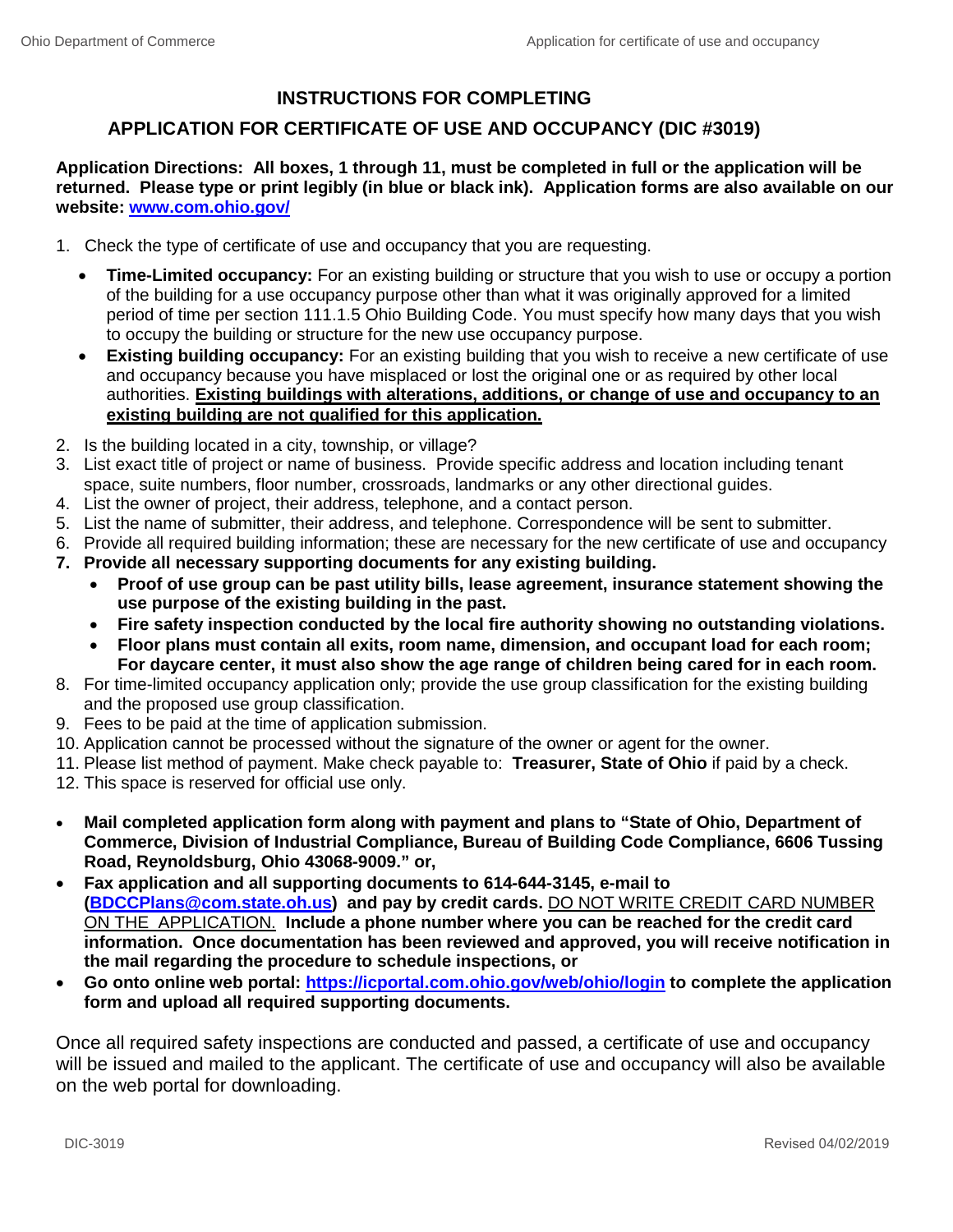## INSTRUCTIONS FOR COMPLETING

## APPLICATION FOR CERTIFICATE OF USE AND OCCUPANCY (DIC #3019)

**Application Directions: All boxes, 1 through 11, must be completed in full or the application will be returned. Please type or print legibly (in blue or black ink). Application forms are also available on our website: [www.com.ohio.gov/](www.com.ohio.gov/)**

1. Check the type of certificate of use and occupancy that you are requesting.
   - **Time-Limited occupancy:** For an existing building or structure that you wish to use or occupy a portion of the building for a use occupancy purpose other than what it was originally approved for a limited period of time per section 111.1.5 Ohio Building Code. You must specify how many days that you wish to occupy the building or structure for the new use occupancy purpose.
   - **Existing building occupancy:** For an existing building that you wish to receive a new certificate of use and occupancy because you have misplaced or lost the original one or as required by other local authorities. **Existing buildings with alterations, additions, or change of use and occupancy to an existing building are not qualified for this application.**
2. Is the building located in a city, township, or village?
3. List exact title of project or name of business. Provide specific address and location including tenant space, suite numbers, floor number, crossroads, landmarks or any other directional guides.
4. List the owner of project, their address, telephone, and a contact person.
5. List the name of submitter, their address, and telephone. Correspondence will be sent to submitter.
6. Provide all required building information; these are necessary for the new certificate of use and occupancy
7. **Provide all necessary supporting documents for any existing building.**
   - **Proof of use group can be past utility bills, lease agreement, insurance statement showing the use purpose of the existing building in the past.**
   - **Fire safety inspection conducted by the local fire authority showing no outstanding violations.**
   - **Floor plans must contain all exits, room name, dimension, and occupant load for each room; For daycare center, it must also show the age range of children being cared for in each room.**
8. For time-limited occupancy application only; provide the use group classification for the existing building and the proposed use group classification.
9. Fees to be paid at the time of application submission.
10. Application cannot be processed without the signature of the owner or agent for the owner.
11. Please list method of payment. Make check payable to: **Treasurer, State of Ohio** if paid by a check.
12. This space is reserved for official use only.

- **Mail completed application form along with payment and plans to "State of Ohio, Department of Commerce, Division of Industrial Compliance, Bureau of Building Code Compliance, 6606 Tussing Road, Reynoldsburg, Ohio 43068-9009." or,**
- **Fax application and all supporting documents to 614-644-3145, e-mail to ([BDCCPlans@com.state.oh.us](mailto:BDCCPlans@com.state.oh.us)) and pay by credit cards.** DO NOT WRITE CREDIT CARD NUMBER ON THE APPLICATION. **Include a phone number where you can be reached for the credit card information. Once documentation has been reviewed and approved, you will receive notification in the mail regarding the procedure to schedule inspections, or**
- **Go onto online web portal: [https://icportal.com.ohio.gov/web/ohio/login](https://icportal.com.ohio.gov/web/ohio/login) to complete the application form and upload all required supporting documents.**

Once all required safety inspections are conducted and passed, a certificate of use and occupancy will be issued and mailed to the applicant. The certificate of use and occupancy will also be available on the web portal for downloading.